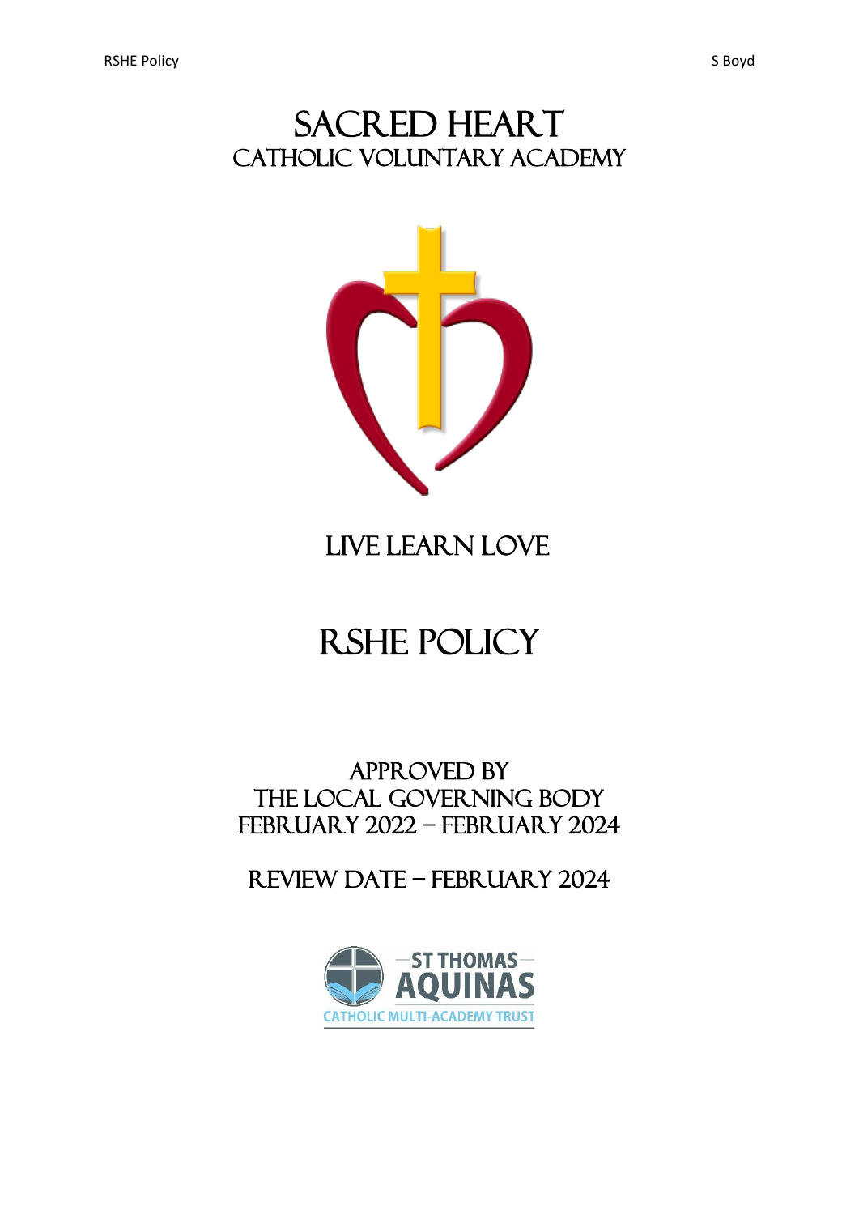# Sacred Heart
## Catholic Voluntary Academy

Live Learn Love

# RSHE Policy

Approved by
The Local Governing Body
February 2022 – February 2024

Review Date – February 2024

St Thomas Aquinas Catholic Multi-Academy Trust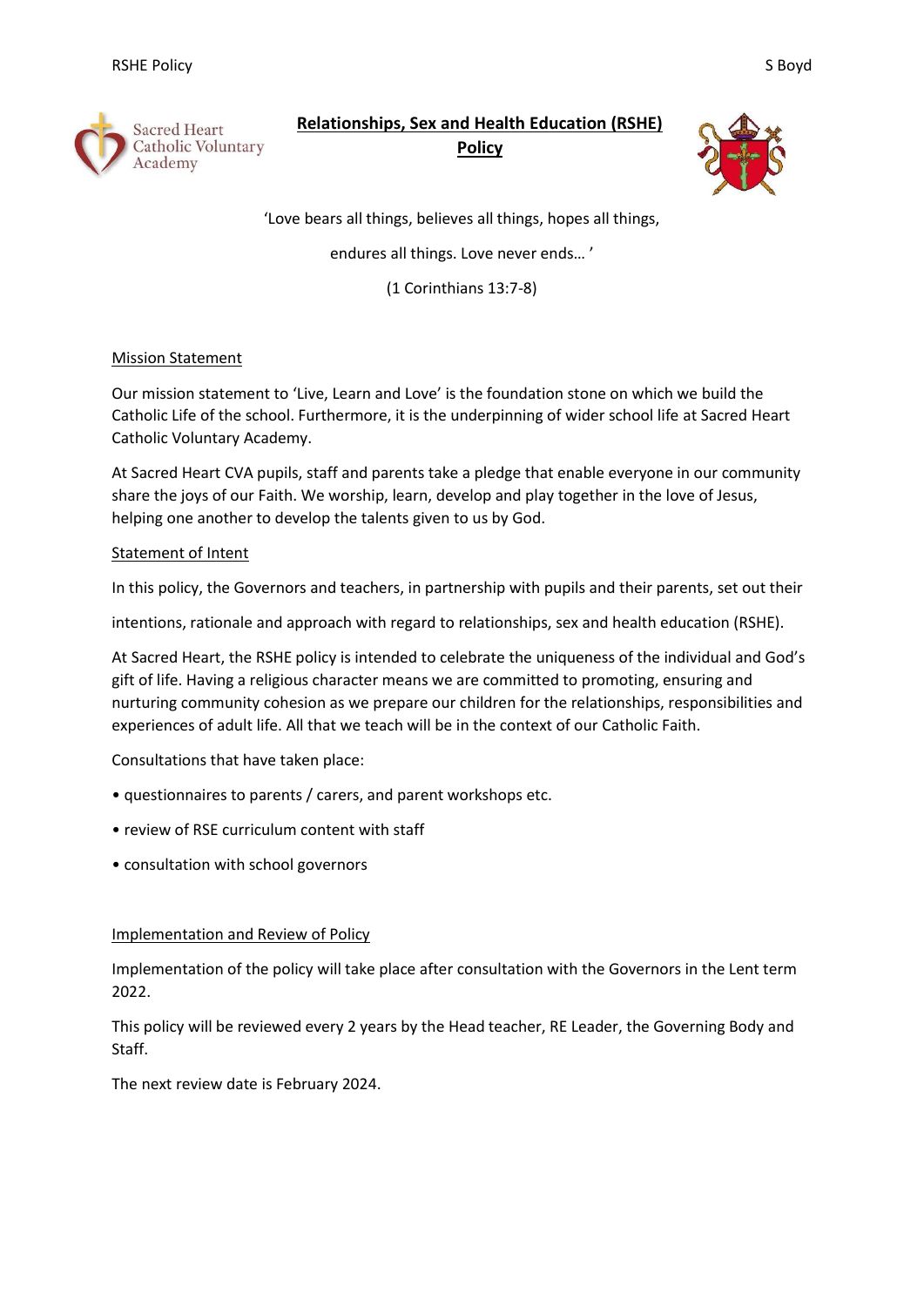# **Relationships, Sex and Health Education (RSHE) Policy**

'Love bears all things, believes all things, hopes all things,

endures all things. Love never ends… '

(1 Corinthians 13:7-8)

## Mission Statement

Our mission statement to 'Live, Learn and Love' is the foundation stone on which we build the Catholic Life of the school. Furthermore, it is the underpinning of wider school life at Sacred Heart Catholic Voluntary Academy.

At Sacred Heart CVA pupils, staff and parents take a pledge that enable everyone in our community share the joys of our Faith. We worship, learn, develop and play together in the love of Jesus, helping one another to develop the talents given to us by God.

## Statement of Intent

In this policy, the Governors and teachers, in partnership with pupils and their parents, set out their

intentions, rationale and approach with regard to relationships, sex and health education (RSHE).

At Sacred Heart, the RSHE policy is intended to celebrate the uniqueness of the individual and God's gift of life. Having a religious character means we are committed to promoting, ensuring and nurturing community cohesion as we prepare our children for the relationships, responsibilities and experiences of adult life. All that we teach will be in the context of our Catholic Faith.

Consultations that have taken place:

- questionnaires to parents / carers, and parent workshops etc.
- review of RSE curriculum content with staff
- consultation with school governors

## Implementation and Review of Policy

Implementation of the policy will take place after consultation with the Governors in the Lent term 2022.

This policy will be reviewed every 2 years by the Head teacher, RE Leader, the Governing Body and Staff.

The next review date is February 2024.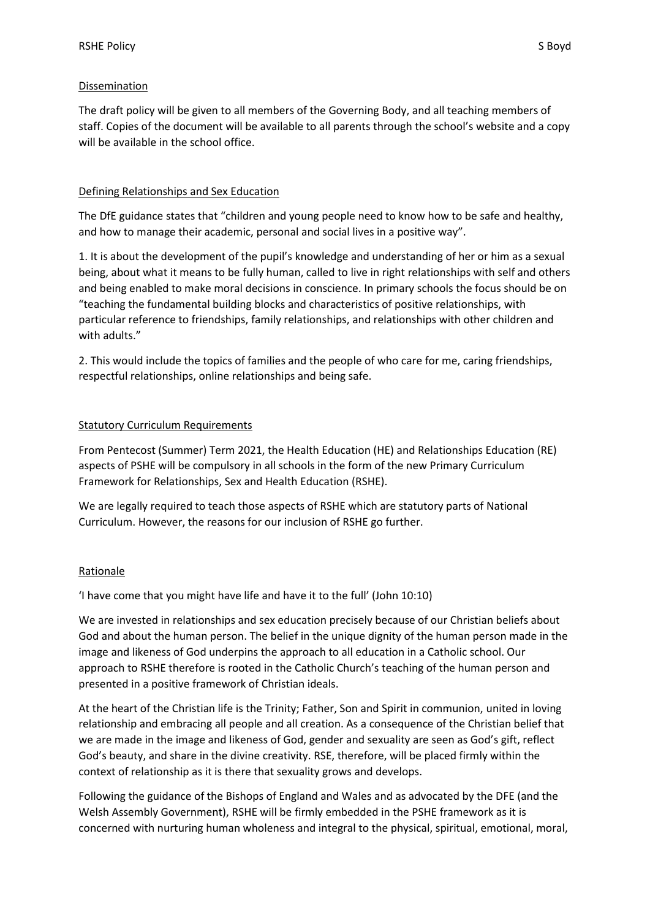## Dissemination

The draft policy will be given to all members of the Governing Body, and all teaching members of staff. Copies of the document will be available to all parents through the school's website and a copy will be available in the school office.

## Defining Relationships and Sex Education

The DfE guidance states that "children and young people need to know how to be safe and healthy, and how to manage their academic, personal and social lives in a positive way".

1. It is about the development of the pupil's knowledge and understanding of her or him as a sexual being, about what it means to be fully human, called to live in right relationships with self and others and being enabled to make moral decisions in conscience. In primary schools the focus should be on "teaching the fundamental building blocks and characteristics of positive relationships, with particular reference to friendships, family relationships, and relationships with other children and with adults."

2. This would include the topics of families and the people of who care for me, caring friendships, respectful relationships, online relationships and being safe.

## Statutory Curriculum Requirements

From Pentecost (Summer) Term 2021, the Health Education (HE) and Relationships Education (RE) aspects of PSHE will be compulsory in all schools in the form of the new Primary Curriculum Framework for Relationships, Sex and Health Education (RSHE).

We are legally required to teach those aspects of RSHE which are statutory parts of National Curriculum. However, the reasons for our inclusion of RSHE go further.

## Rationale

'I have come that you might have life and have it to the full' (John 10:10)

We are invested in relationships and sex education precisely because of our Christian beliefs about God and about the human person. The belief in the unique dignity of the human person made in the image and likeness of God underpins the approach to all education in a Catholic school. Our approach to RSHE therefore is rooted in the Catholic Church's teaching of the human person and presented in a positive framework of Christian ideals.

At the heart of the Christian life is the Trinity; Father, Son and Spirit in communion, united in loving relationship and embracing all people and all creation. As a consequence of the Christian belief that we are made in the image and likeness of God, gender and sexuality are seen as God's gift, reflect God's beauty, and share in the divine creativity. RSE, therefore, will be placed firmly within the context of relationship as it is there that sexuality grows and develops.

Following the guidance of the Bishops of England and Wales and as advocated by the DFE (and the Welsh Assembly Government), RSHE will be firmly embedded in the PSHE framework as it is concerned with nurturing human wholeness and integral to the physical, spiritual, emotional, moral,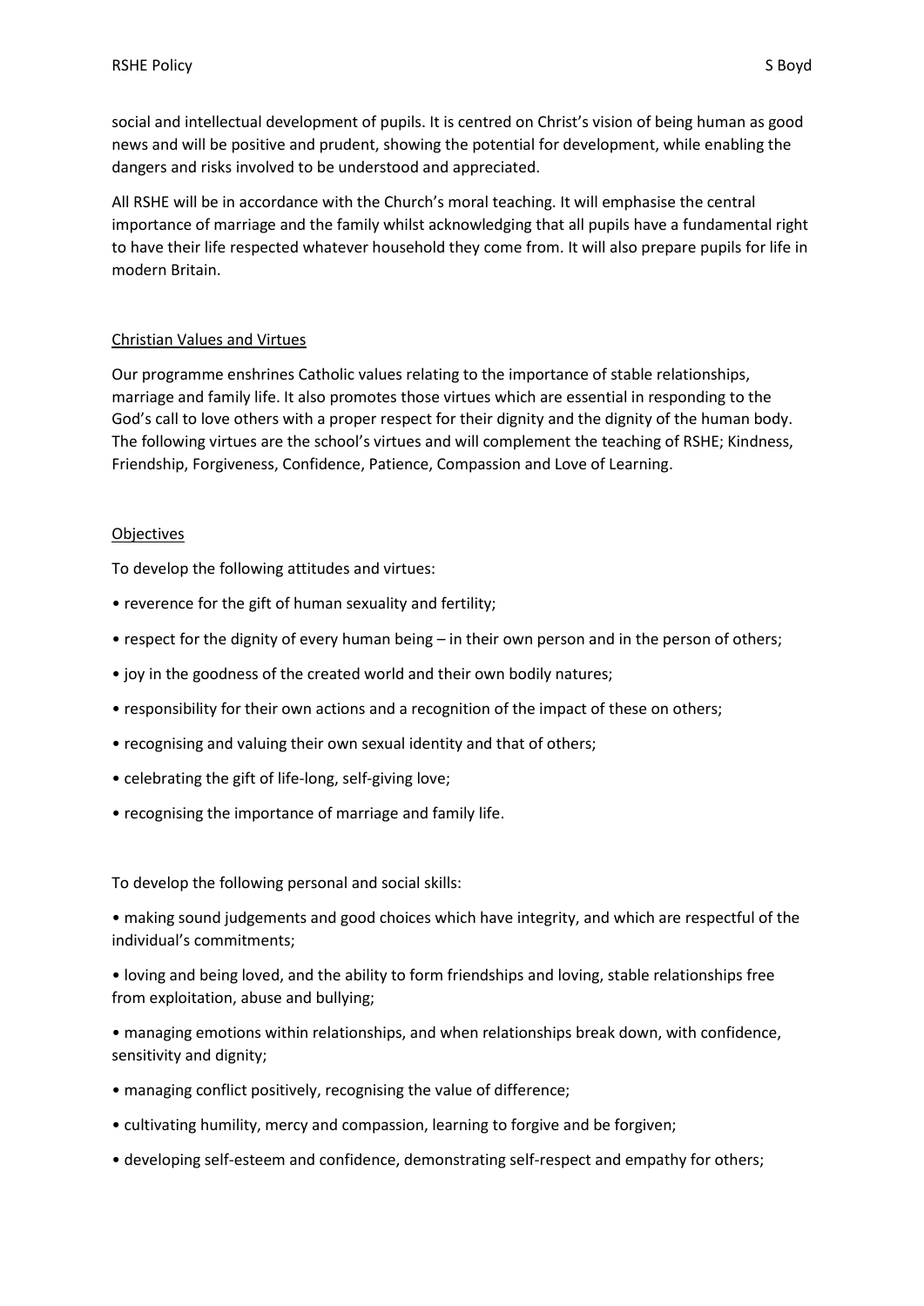social and intellectual development of pupils. It is centred on Christ's vision of being human as good news and will be positive and prudent, showing the potential for development, while enabling the dangers and risks involved to be understood and appreciated.

All RSHE will be in accordance with the Church's moral teaching. It will emphasise the central importance of marriage and the family whilst acknowledging that all pupils have a fundamental right to have their life respected whatever household they come from. It will also prepare pupils for life in modern Britain.

## Christian Values and Virtues

Our programme enshrines Catholic values relating to the importance of stable relationships, marriage and family life. It also promotes those virtues which are essential in responding to the God's call to love others with a proper respect for their dignity and the dignity of the human body. The following virtues are the school's virtues and will complement the teaching of RSHE; Kindness, Friendship, Forgiveness, Confidence, Patience, Compassion and Love of Learning.

## Objectives

To develop the following attitudes and virtues:

- reverence for the gift of human sexuality and fertility;
- respect for the dignity of every human being – in their own person and in the person of others;
- joy in the goodness of the created world and their own bodily natures;
- responsibility for their own actions and a recognition of the impact of these on others;
- recognising and valuing their own sexual identity and that of others;
- celebrating the gift of life-long, self-giving love;
- recognising the importance of marriage and family life.

To develop the following personal and social skills:

- making sound judgements and good choices which have integrity, and which are respectful of the individual's commitments;
- loving and being loved, and the ability to form friendships and loving, stable relationships free from exploitation, abuse and bullying;
- managing emotions within relationships, and when relationships break down, with confidence, sensitivity and dignity;
- managing conflict positively, recognising the value of difference;
- cultivating humility, mercy and compassion, learning to forgive and be forgiven;
- developing self-esteem and confidence, demonstrating self-respect and empathy for others;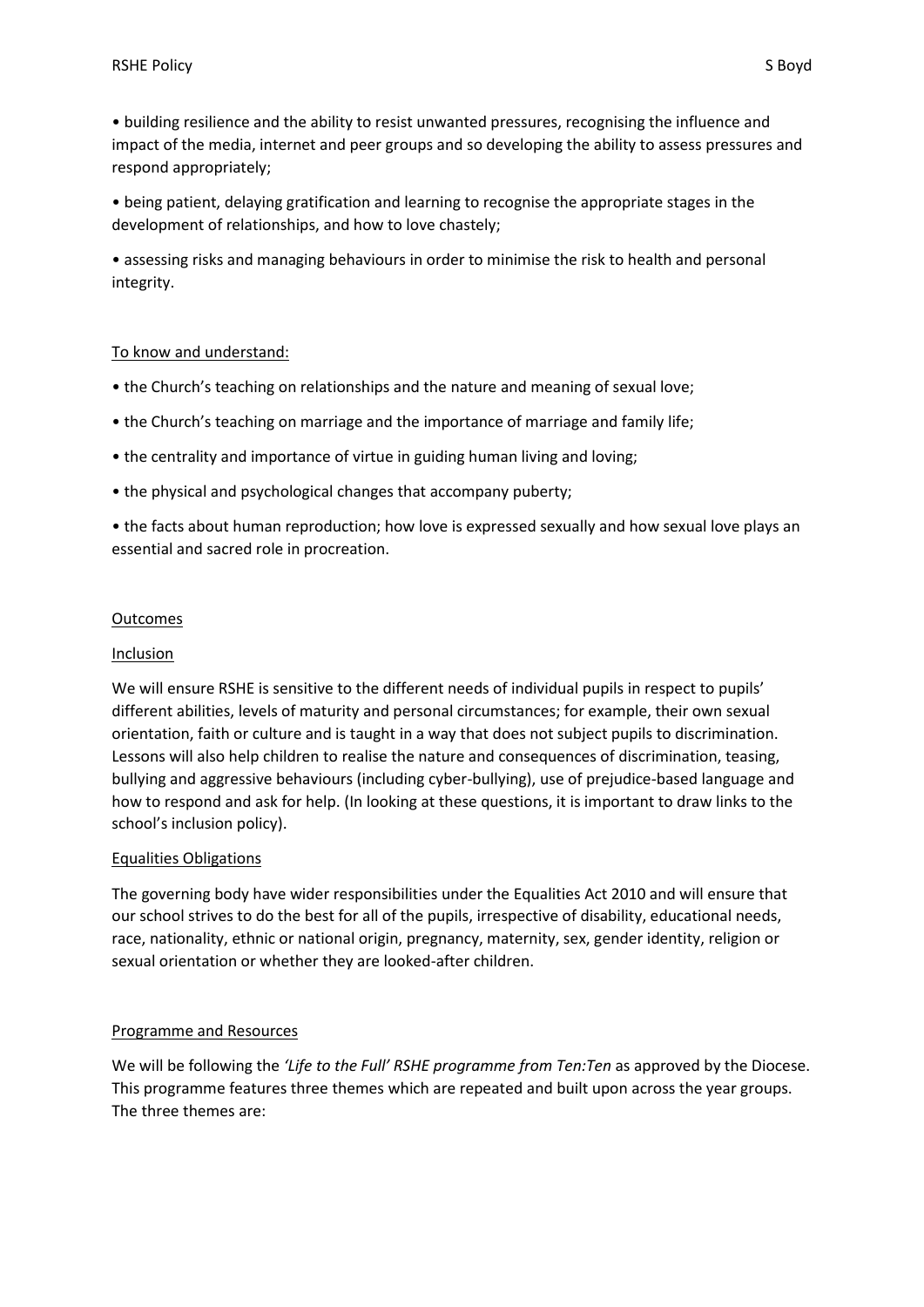- building resilience and the ability to resist unwanted pressures, recognising the influence and impact of the media, internet and peer groups and so developing the ability to assess pressures and respond appropriately;
- being patient, delaying gratification and learning to recognise the appropriate stages in the development of relationships, and how to love chastely;
- assessing risks and managing behaviours in order to minimise the risk to health and personal integrity.

To know and understand:

- the Church's teaching on relationships and the nature and meaning of sexual love;
- the Church's teaching on marriage and the importance of marriage and family life;
- the centrality and importance of virtue in guiding human living and loving;
- the physical and psychological changes that accompany puberty;
- the facts about human reproduction; how love is expressed sexually and how sexual love plays an essential and sacred role in procreation.

## Outcomes

### Inclusion

We will ensure RSHE is sensitive to the different needs of individual pupils in respect to pupils' different abilities, levels of maturity and personal circumstances; for example, their own sexual orientation, faith or culture and is taught in a way that does not subject pupils to discrimination. Lessons will also help children to realise the nature and consequences of discrimination, teasing, bullying and aggressive behaviours (including cyber-bullying), use of prejudice-based language and how to respond and ask for help. (In looking at these questions, it is important to draw links to the school's inclusion policy).

### Equalities Obligations

The governing body have wider responsibilities under the Equalities Act 2010 and will ensure that our school strives to do the best for all of the pupils, irrespective of disability, educational needs, race, nationality, ethnic or national origin, pregnancy, maternity, sex, gender identity, religion or sexual orientation or whether they are looked-after children.

## Programme and Resources

We will be following the *'Life to the Full' RSHE programme from Ten:Ten* as approved by the Diocese. This programme features three themes which are repeated and built upon across the year groups. The three themes are: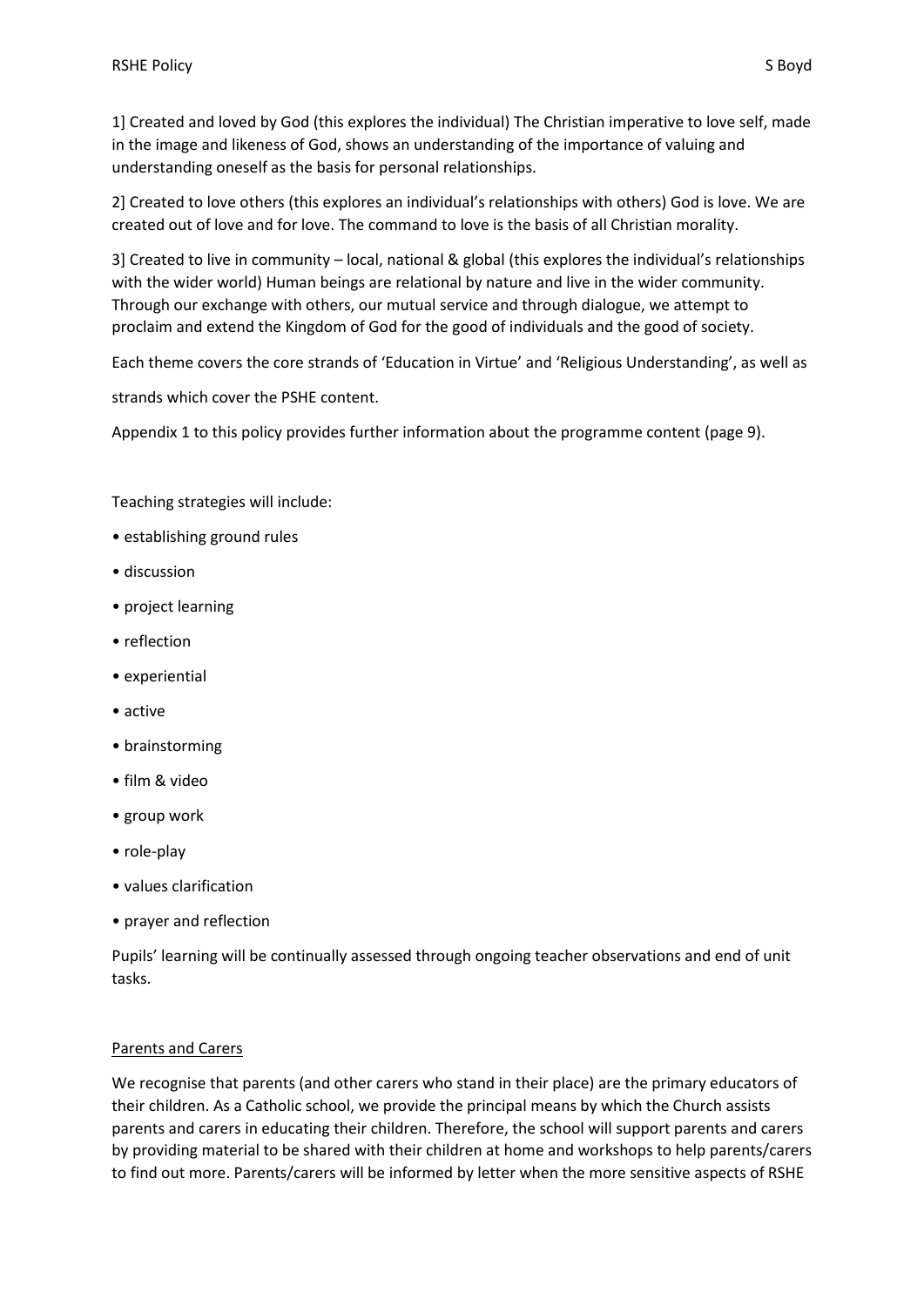1] Created and loved by God (this explores the individual) The Christian imperative to love self, made in the image and likeness of God, shows an understanding of the importance of valuing and understanding oneself as the basis for personal relationships.

2] Created to love others (this explores an individual's relationships with others) God is love. We are created out of love and for love. The command to love is the basis of all Christian morality.

3] Created to live in community – local, national & global (this explores the individual's relationships with the wider world) Human beings are relational by nature and live in the wider community. Through our exchange with others, our mutual service and through dialogue, we attempt to proclaim and extend the Kingdom of God for the good of individuals and the good of society.

Each theme covers the core strands of 'Education in Virtue' and 'Religious Understanding', as well as

strands which cover the PSHE content.

Appendix 1 to this policy provides further information about the programme content (page 9).

Teaching strategies will include:

- establishing ground rules
- discussion
- project learning
- reflection
- experiential
- active
- brainstorming
- film & video
- group work
- role-play
- values clarification
- prayer and reflection

Pupils' learning will be continually assessed through ongoing teacher observations and end of unit tasks.

## Parents and Carers

We recognise that parents (and other carers who stand in their place) are the primary educators of their children. As a Catholic school, we provide the principal means by which the Church assists parents and carers in educating their children. Therefore, the school will support parents and carers by providing material to be shared with their children at home and workshops to help parents/carers to find out more. Parents/carers will be informed by letter when the more sensitive aspects of RSHE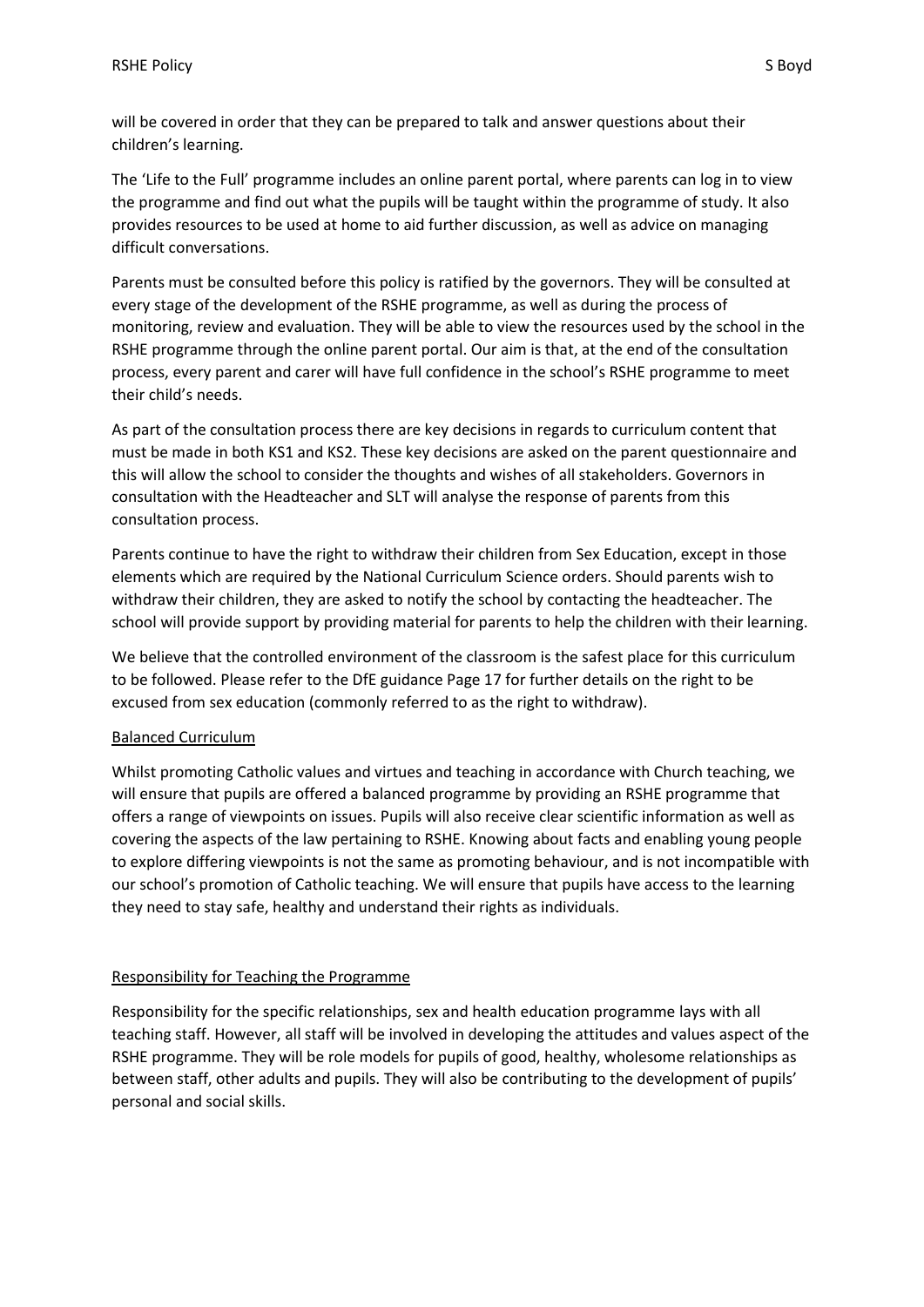will be covered in order that they can be prepared to talk and answer questions about their children's learning.

The 'Life to the Full' programme includes an online parent portal, where parents can log in to view the programme and find out what the pupils will be taught within the programme of study. It also provides resources to be used at home to aid further discussion, as well as advice on managing difficult conversations.

Parents must be consulted before this policy is ratified by the governors. They will be consulted at every stage of the development of the RSHE programme, as well as during the process of monitoring, review and evaluation. They will be able to view the resources used by the school in the RSHE programme through the online parent portal. Our aim is that, at the end of the consultation process, every parent and carer will have full confidence in the school's RSHE programme to meet their child's needs.

As part of the consultation process there are key decisions in regards to curriculum content that must be made in both KS1 and KS2. These key decisions are asked on the parent questionnaire and this will allow the school to consider the thoughts and wishes of all stakeholders. Governors in consultation with the Headteacher and SLT will analyse the response of parents from this consultation process.

Parents continue to have the right to withdraw their children from Sex Education, except in those elements which are required by the National Curriculum Science orders. Should parents wish to withdraw their children, they are asked to notify the school by contacting the headteacher. The school will provide support by providing material for parents to help the children with their learning.

We believe that the controlled environment of the classroom is the safest place for this curriculum to be followed. Please refer to the DfE guidance Page 17 for further details on the right to be excused from sex education (commonly referred to as the right to withdraw).

## Balanced Curriculum

Whilst promoting Catholic values and virtues and teaching in accordance with Church teaching, we will ensure that pupils are offered a balanced programme by providing an RSHE programme that offers a range of viewpoints on issues. Pupils will also receive clear scientific information as well as covering the aspects of the law pertaining to RSHE. Knowing about facts and enabling young people to explore differing viewpoints is not the same as promoting behaviour, and is not incompatible with our school's promotion of Catholic teaching. We will ensure that pupils have access to the learning they need to stay safe, healthy and understand their rights as individuals.

## Responsibility for Teaching the Programme

Responsibility for the specific relationships, sex and health education programme lays with all teaching staff. However, all staff will be involved in developing the attitudes and values aspect of the RSHE programme. They will be role models for pupils of good, healthy, wholesome relationships as between staff, other adults and pupils. They will also be contributing to the development of pupils' personal and social skills.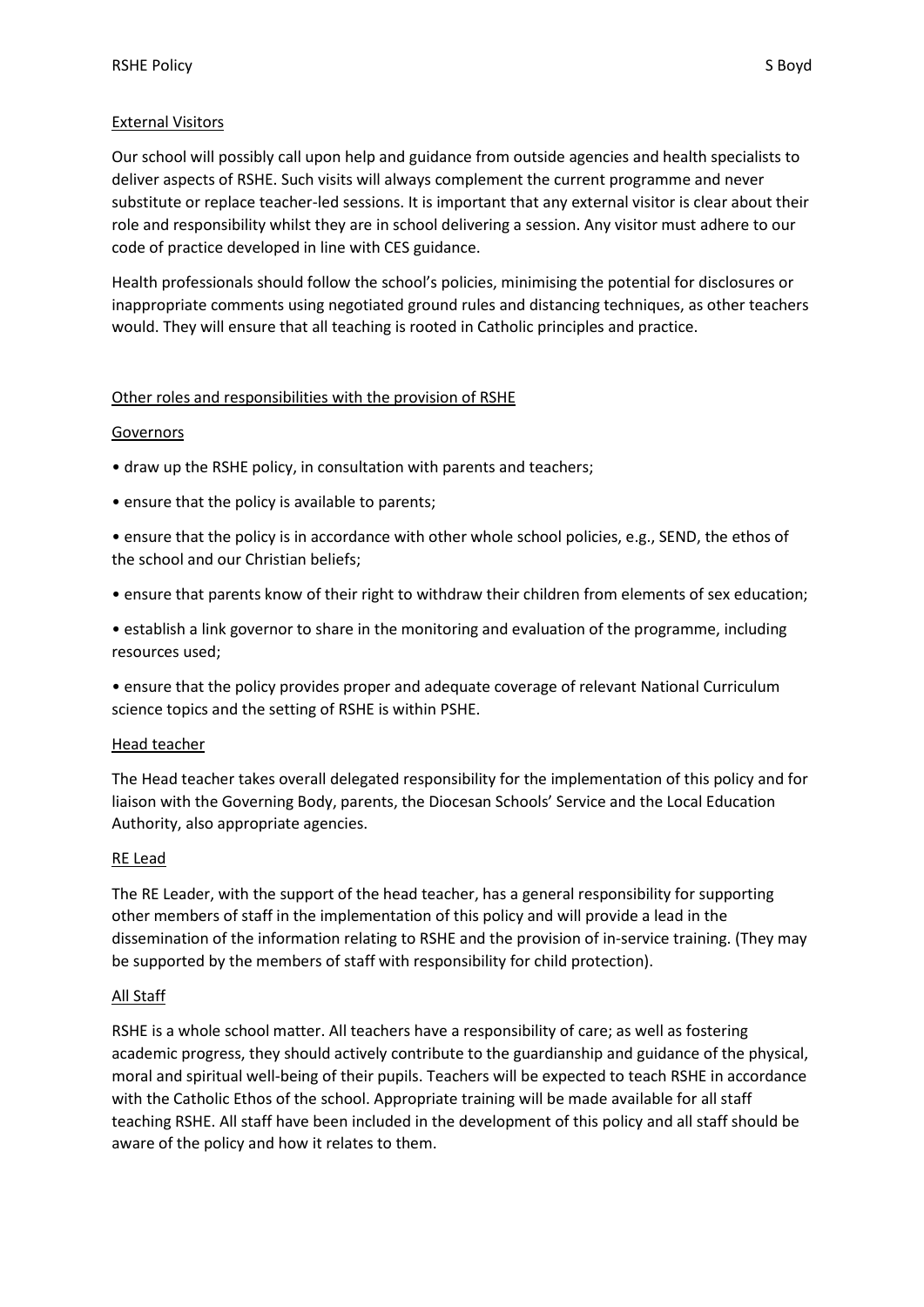## External Visitors

Our school will possibly call upon help and guidance from outside agencies and health specialists to deliver aspects of RSHE. Such visits will always complement the current programme and never substitute or replace teacher-led sessions. It is important that any external visitor is clear about their role and responsibility whilst they are in school delivering a session. Any visitor must adhere to our code of practice developed in line with CES guidance.

Health professionals should follow the school's policies, minimising the potential for disclosures or inappropriate comments using negotiated ground rules and distancing techniques, as other teachers would. They will ensure that all teaching is rooted in Catholic principles and practice.

## Other roles and responsibilities with the provision of RSHE

### Governors

- draw up the RSHE policy, in consultation with parents and teachers;
- ensure that the policy is available to parents;
- ensure that the policy is in accordance with other whole school policies, e.g., SEND, the ethos of the school and our Christian beliefs;
- ensure that parents know of their right to withdraw their children from elements of sex education;
- establish a link governor to share in the monitoring and evaluation of the programme, including resources used;
- ensure that the policy provides proper and adequate coverage of relevant National Curriculum science topics and the setting of RSHE is within PSHE.

### Head teacher

The Head teacher takes overall delegated responsibility for the implementation of this policy and for liaison with the Governing Body, parents, the Diocesan Schools' Service and the Local Education Authority, also appropriate agencies.

### RE Lead

The RE Leader, with the support of the head teacher, has a general responsibility for supporting other members of staff in the implementation of this policy and will provide a lead in the dissemination of the information relating to RSHE and the provision of in-service training. (They may be supported by the members of staff with responsibility for child protection).

### All Staff

RSHE is a whole school matter. All teachers have a responsibility of care; as well as fostering academic progress, they should actively contribute to the guardianship and guidance of the physical, moral and spiritual well-being of their pupils. Teachers will be expected to teach RSHE in accordance with the Catholic Ethos of the school. Appropriate training will be made available for all staff teaching RSHE. All staff have been included in the development of this policy and all staff should be aware of the policy and how it relates to them.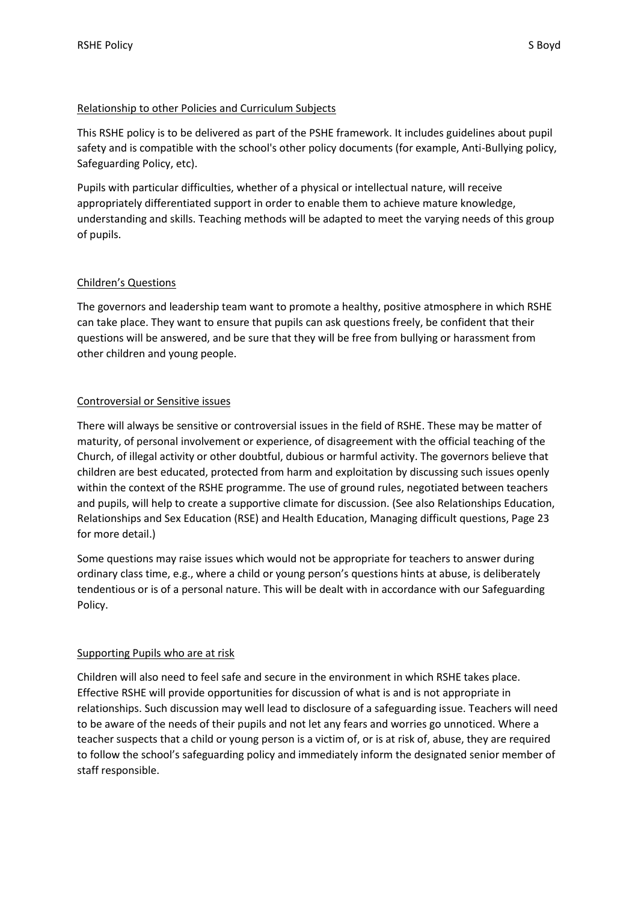## Relationship to other Policies and Curriculum Subjects

This RSHE policy is to be delivered as part of the PSHE framework. It includes guidelines about pupil safety and is compatible with the school's other policy documents (for example, Anti-Bullying policy, Safeguarding Policy, etc).

Pupils with particular difficulties, whether of a physical or intellectual nature, will receive appropriately differentiated support in order to enable them to achieve mature knowledge, understanding and skills. Teaching methods will be adapted to meet the varying needs of this group of pupils.

## Children's Questions

The governors and leadership team want to promote a healthy, positive atmosphere in which RSHE can take place. They want to ensure that pupils can ask questions freely, be confident that their questions will be answered, and be sure that they will be free from bullying or harassment from other children and young people.

## Controversial or Sensitive issues

There will always be sensitive or controversial issues in the field of RSHE. These may be matter of maturity, of personal involvement or experience, of disagreement with the official teaching of the Church, of illegal activity or other doubtful, dubious or harmful activity. The governors believe that children are best educated, protected from harm and exploitation by discussing such issues openly within the context of the RSHE programme. The use of ground rules, negotiated between teachers and pupils, will help to create a supportive climate for discussion. (See also Relationships Education, Relationships and Sex Education (RSE) and Health Education, Managing difficult questions, Page 23 for more detail.)

Some questions may raise issues which would not be appropriate for teachers to answer during ordinary class time, e.g., where a child or young person's questions hints at abuse, is deliberately tendentious or is of a personal nature. This will be dealt with in accordance with our Safeguarding Policy.

## Supporting Pupils who are at risk

Children will also need to feel safe and secure in the environment in which RSHE takes place. Effective RSHE will provide opportunities for discussion of what is and is not appropriate in relationships. Such discussion may well lead to disclosure of a safeguarding issue. Teachers will need to be aware of the needs of their pupils and not let any fears and worries go unnoticed. Where a teacher suspects that a child or young person is a victim of, or is at risk of, abuse, they are required to follow the school's safeguarding policy and immediately inform the designated senior member of staff responsible.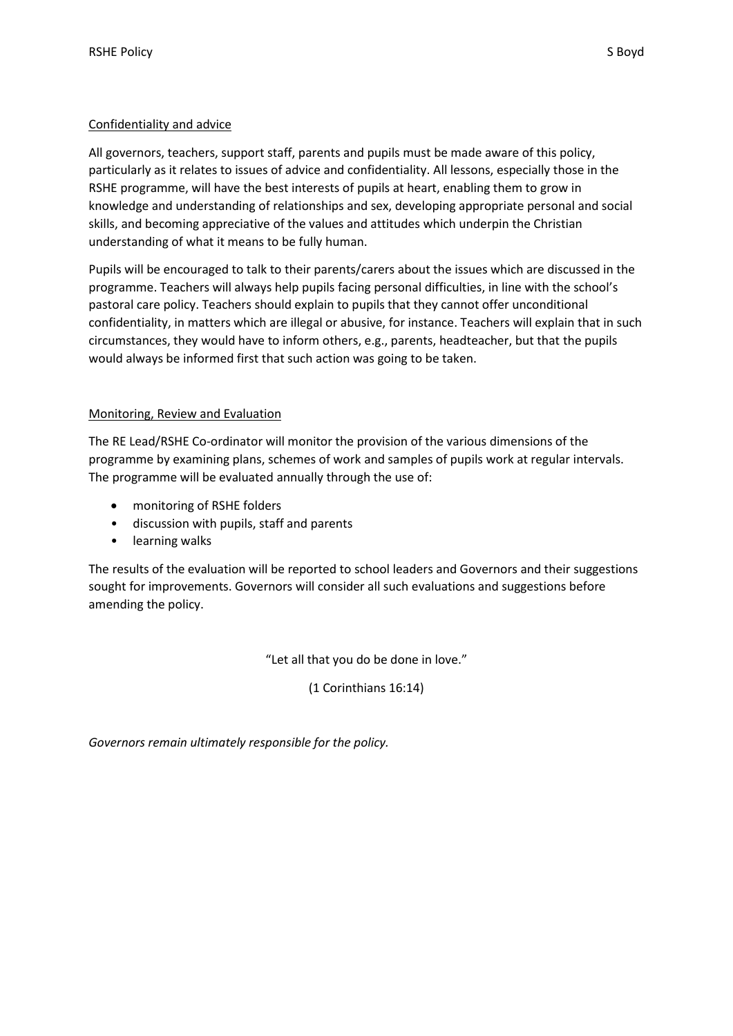## Confidentiality and advice

All governors, teachers, support staff, parents and pupils must be made aware of this policy, particularly as it relates to issues of advice and confidentiality. All lessons, especially those in the RSHE programme, will have the best interests of pupils at heart, enabling them to grow in knowledge and understanding of relationships and sex, developing appropriate personal and social skills, and becoming appreciative of the values and attitudes which underpin the Christian understanding of what it means to be fully human.

Pupils will be encouraged to talk to their parents/carers about the issues which are discussed in the programme. Teachers will always help pupils facing personal difficulties, in line with the school's pastoral care policy. Teachers should explain to pupils that they cannot offer unconditional confidentiality, in matters which are illegal or abusive, for instance. Teachers will explain that in such circumstances, they would have to inform others, e.g., parents, headteacher, but that the pupils would always be informed first that such action was going to be taken.

## Monitoring, Review and Evaluation

The RE Lead/RSHE Co-ordinator will monitor the provision of the various dimensions of the programme by examining plans, schemes of work and samples of pupils work at regular intervals. The programme will be evaluated annually through the use of:

- monitoring of RSHE folders
- discussion with pupils, staff and parents
- learning walks

The results of the evaluation will be reported to school leaders and Governors and their suggestions sought for improvements. Governors will consider all such evaluations and suggestions before amending the policy.

"Let all that you do be done in love."

(1 Corinthians 16:14)

*Governors remain ultimately responsible for the policy.*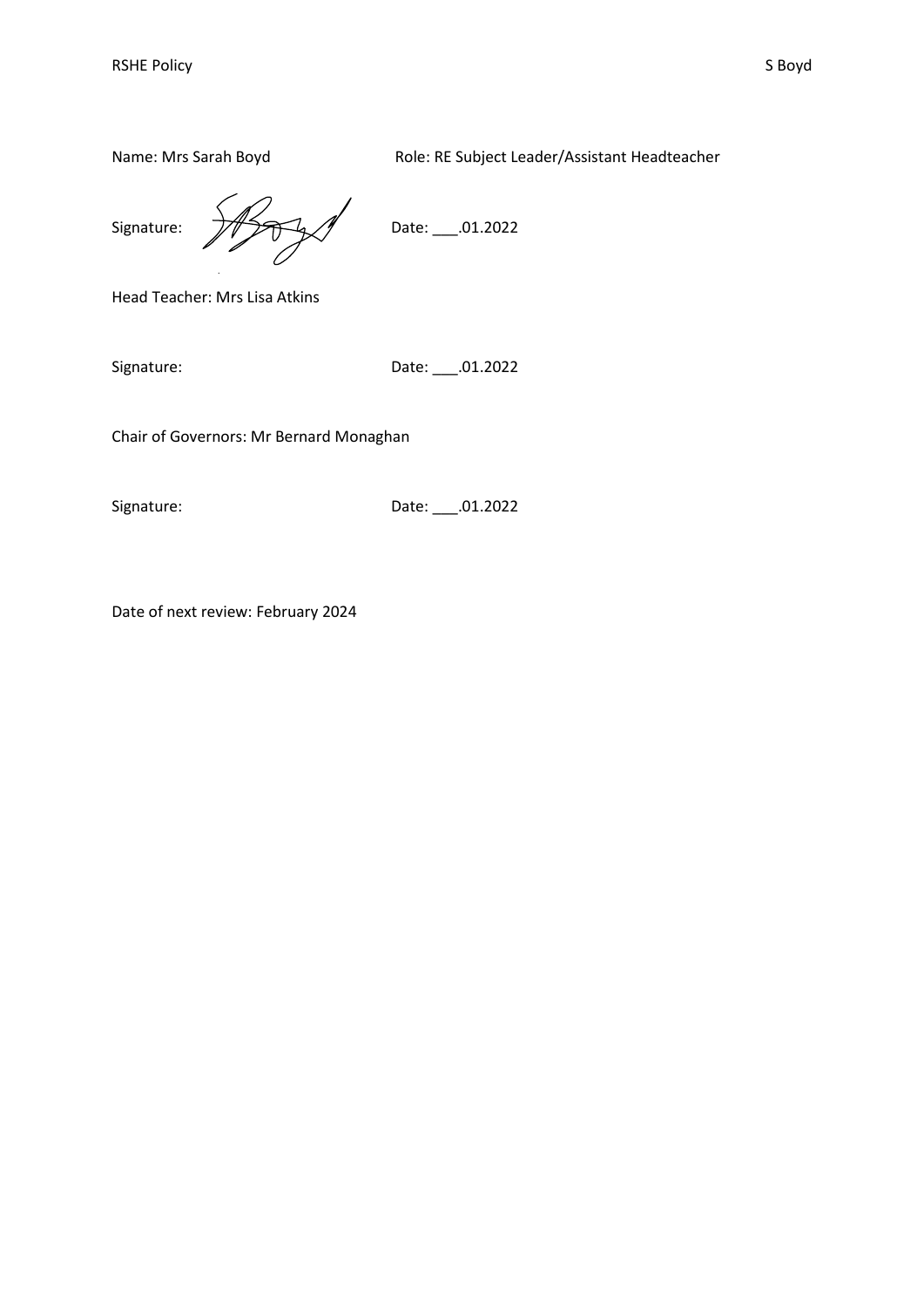Name: Mrs Sarah Boyd Role: RE Subject Leader/Assistant Headteacher

Signature: Date: ___.01.2022

Head Teacher: Mrs Lisa Atkins

Signature: Date: ___.01.2022

Chair of Governors: Mr Bernard Monaghan

Signature: Date: ___.01.2022

Date of next review: February 2024